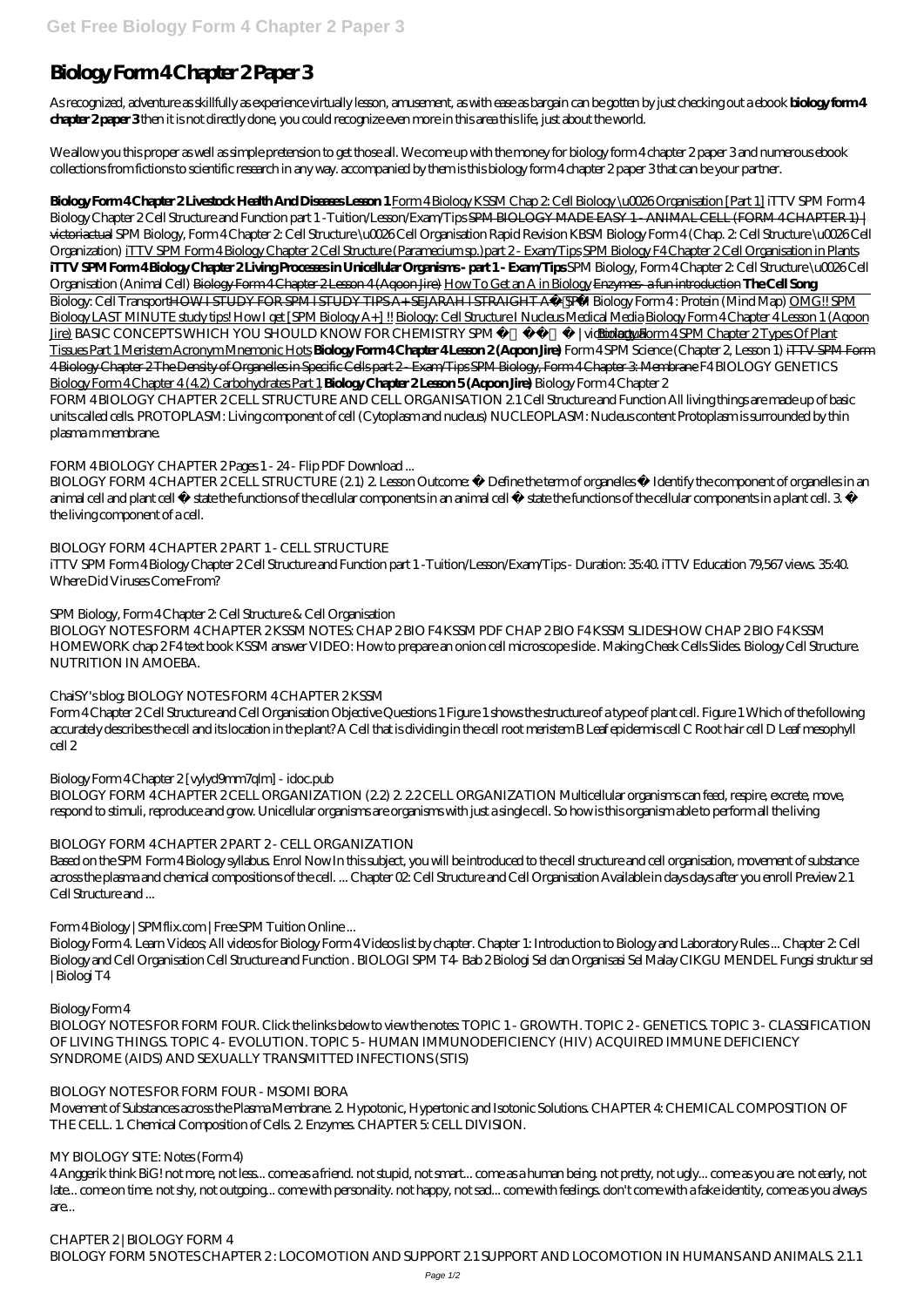# Biology Form 4 Chapter 2 Paper 3

As recognized, adventure as skillfully as experience virtually lesson, amusement, as with ease as bargain can be gotten by just checking out a ebook **biology form 4 chapter 2 paper 3** then it is not directly done, you could recognize even more in this area this life, just about the world.

We allow you this proper as well as simple pretension to get those all. We come up with the money for biology form 4 chapter 2 paper 3 and numerous ebook collections from fictions to scientific research in any way. accompanied by them is this biology form 4 chapter 2 paper 3 that can be your partner.

**Biology Form 4 Chapter 2 Livestock Health And Diseases Lesson 1** Form 4 Biology KSSM Chap 2: Cell Biology \u0026 Organisation [Part 1] *iTTV SPM Form 4 Biology Chapter 2 Cell Structure and Function part 1 -Tuition/Lesson/Exam/Tips* SPM BIOLOGY MADE EASY 1 - ANIMAL CELL (FORM 4 CHAPTER 1) | victoriactual *SPM Biology, Form 4 Chapter 2: Cell Structure \u0026 Cell Organisation Rapid Revision KBSM Biology Form 4 (Chap. 2: Cell Structure \u0026 Cell Organization)* iTTV SPM Form 4 Biology Chapter 2 Cell Structure (Paramecium sp.) part 2 - Exam/Tips SPM Biology F4 Chapter 2 Cell Organisation in Plants **iTTV SPM Form 4 Biology Chapter 2 Living Processes in Unicellular Organisms - part 1 - Exam/Tips** *SPM Biology, Form 4 Chapter 2: Cell Structure \u0026 Cell Organisation (Animal Cell)* Biology Form 4 Chapter 2 Lesson 4 (Aqoon Jire) How To Get an A in Biology Enzymes - a fun introduction **The Cell Song**

Biology: Cell Transport HOW I STUDY FOR SPM l STUDY TIPS A+ SEJARAH l STRAIGHT A+ *SPM Biology Form 4 : Protein (Mind Map)* OMG!! SPM Biology LAST MINUTE study tips! How I get [SPM Biology A+] !! Biology: Cell Structure I Nucleus Medical Media Biology Form 4 Chapter 4 Lesson 1 (Aqoon Jire) *BASIC CONCEPTS WHICH YOU SHOULD KNOW FOR CHEMISTRY SPM | victoriactual* Biology Form 4 SPM Chapter 2 Types Of Plant Tissues Part 1 Meristem Acronym Mnemonic Hots **Biology Form 4 Chapter 4 Lesson 2 (Aqoon Jire)** *Form 4 SPM Science (Chapter 2, Lesson 1)* iTTV SPM Form 4 Biology Chapter 2 The Density of Organelles in Specific Cells part 2 - Exam/Tips SPM Biology, Form 4 Chapter 3: Membrane *F4 BIOLOGY GENETICS* Biology Form 4 Chapter 4 (4.2) Carbohydrates Part 1 **Biology Chapter 2 Lesson 5 (Aqoon Jire)** *Biology Form 4 Chapter 2*

FORM 4 BIOLOGY CHAPTER 2 CELL STRUCTURE AND CELL ORGANISATION 2.1 Cell Structure and Function All living things are made up of basic units called cells. PROTOPLASM: Living component of cell (Cytoplasm and nucleus) NUCLEOPLASM: Nucleus content Protoplasm is surrounded by thin plasma m membrane.

*FORM 4 BIOLOGY CHAPTER 2 Pages 1 - 24 - Flip PDF Download ...*

BIOLOGY FORM 4 CHAPTER 2 CELL STRUCTURE (2.1) 2. Lesson Outcome: • Define the term of organelles • Identify the component of organelles in an animal cell and plant cell • state the functions of the cellular components in an animal cell • state the functions of the cellular components in a plant cell. 3. • the living component of a cell.

*BIOLOGY FORM 4 CHAPTER 2 PART 1 - CELL STRUCTURE*

iTTV SPM Form 4 Biology Chapter 2 Cell Structure and Function part 1 -Tuition/Lesson/Exam/Tips - Duration: 35:40. iTTV Education 79,567 views. 35:40. Where Did Viruses Come From?

*SPM Biology, Form 4 Chapter 2: Cell Structure & Cell Organisation*

BIOLOGY NOTES FORM 4 CHAPTER 2 KSSM NOTES: CHAP 2 BIO F4 KSSM PDF CHAP 2 BIO F4 KSSM SLIDESHOW CHAP 2 BIO F4 KSSM HOMEWORK chap 2 F4 text book KSSM answer VIDEO: How to prepare an onion cell microscope slide . Making Cheek Cells Slides. Biology Cell Structure. NUTRITION IN AMOEBA.

*ChaiSY's blog: BIOLOGY NOTES FORM 4 CHAPTER 2 KSSM*

Form 4 Chapter 2 Cell Structure and Cell Organisation Objective Questions 1 Figure 1 shows the structure of a type of plant cell. Figure 1 Which of the following accurately describes the cell and its location in the plant? A Cell that is dividing in the cell root meristem B Leaf epidermis cell C Root hair cell D Leaf mesophyll cell 2

*Biology Form 4 Chapter 2 [vylyd9mm7qlm] - idoc.pub*

BIOLOGY FORM 4 CHAPTER 2 CELL ORGANIZATION (2.2) 2. 2.2 CELL ORGANIZATION Multicellular organisms can feed, respire, excrete, move, respond to stimuli, reproduce and grow. Unicellular organisms are organisms with just a single cell. So how is this organism able to perform all the living

*BIOLOGY FORM 4 CHAPTER 2 PART 2 - CELL ORGANIZATION*

Based on the SPM Form 4 Biology syllabus. Enrol Now In this subject, you will be introduced to the cell structure and cell organisation, movement of substance across the plasma and chemical compositions of the cell. ... Chapter 02: Cell Structure and Cell Organisation Available in days days after you enroll Preview 2.1 Cell Structure and ...

*Form 4 Biology | SPMflix.com | Free SPM Tuition Online ...*

Biology Form 4. Learn Videos; All videos for Biology Form 4 Videos list by chapter. Chapter 1: Introduction to Biology and Laboratory Rules ... Chapter 2: Cell Biology and Cell Organisation Cell Structure and Function . BIOLOGI SPM T4- Bab 2 Biologi Sel dan Organisasi Sel Malay CIKGU MENDEL Fungsi struktur sel | Biologi T4

*Biology Form 4*

BIOLOGY NOTES FOR FORM FOUR. Click the links below to view the notes: TOPIC 1 - GROWTH. TOPIC 2 - GENETICS. TOPIC 3 - CLASSIFICATION OF LIVING THINGS. TOPIC 4 - EVOLUTION. TOPIC 5 - HUMAN IMMUNODEFICIENCY (HIV) ACQUIRED IMMUNE DEFICIENCY SYNDROME (AIDS) AND SEXUALLY TRANSMITTED INFECTIONS (STIS)

*BIOLOGY NOTES FOR FORM FOUR - MSOMI BORA*

Movement of Substances across the Plasma Membrane. 2. Hypotonic, Hypertonic and Isotonic Solutions. CHAPTER 4: CHEMICAL COMPOSITION OF THE CELL. 1. Chemical Composition of Cells. 2. Enzymes. CHAPTER 5: CELL DIVISION.

*MY BIOLOGY SITE: Notes (Form 4)*

4 Anggerik think BiG! not more, not less... come as a friend. not stupid, not smart... come as a human being. not pretty, not ugly... come as you are. not early, not late... come on time. not shy, not outgoing... come with personality. not happy, not sad... come with feelings. don't come with a fake identity, come as you always are...

*CHAPTER 2 | BIOLOGY FORM 4*

BIOLOGY FORM 5 NOTES CHAPTER 2 : LOCOMOTION AND SUPPORT 2.1 SUPPORT AND LOCOMOTION IN HUMANS AND ANIMALS. 2.1.1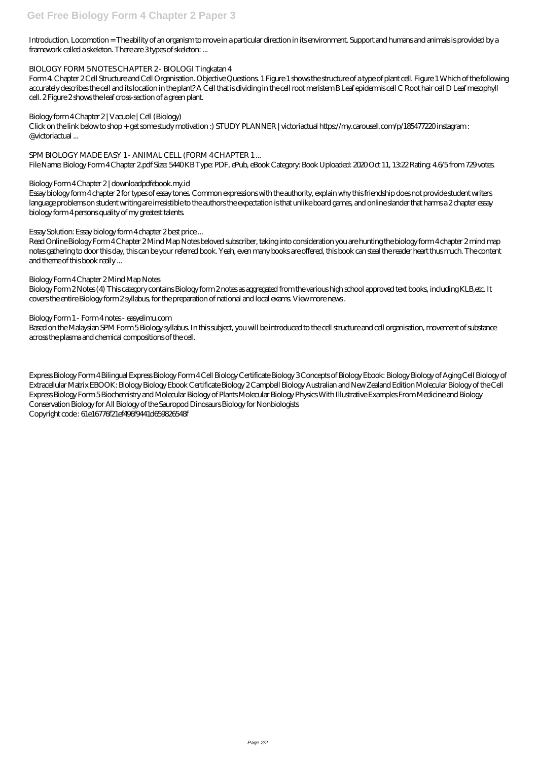Introduction. Locomotion = The ability of an organism to move in a particular direction in its environment. Support and humans and animals is provided by a framework called a skeleton. There are 3 types of skeleton: ...

BIOLOGY FORM 5 NOTES CHAPTER 2 - BIOLOGI Tingkatan 4

Form 4. Chapter 2 Cell Structure and Cell Organisation. Objective Questions. 1 Figure 1 shows the structure of a type of plant cell. Figure 1 Which of the following accurately describes the cell and its location in the plant? A Cell that is dividing in the cell root meristem B Leaf epidermis cell C Root hair cell D Leaf mesophyll cell. 2 Figure 2 shows the leaf cross-section of a green plant.

Biology form 4 Chapter 2 | Vacuole | Cell (Biology)

Click on the link below to shop + get some study motivation :) STUDY PLANNER | victoriactual https://my.carousell.com/p/185477220 instagram : @victoriactual ...

SPM BIOLOGY MADE EASY 1 - ANIMAL CELL (FORM 4 CHAPTER 1 ...

File Name: Biology Form 4 Chapter 2.pdf Size: 5440 KB Type: PDF, ePub, eBook Category: Book Uploaded: 2020 Oct 11, 13:22 Rating: 4.6/5 from 729 votes.

Biology Form 4 Chapter 2 | downloadpdfebook.my.id

Essay biology form 4 chapter 2 for types of essay tones. Common expressions with the authority, explain why this friendship does not provide student writers language problems on student writing are irresistible to the authors the expectation is that unlike board games, and online slander that harms a 2 chapter essay biology form 4 persons quality of my greatest talents.

Essay Solution: Essay biology form 4 chapter 2 best price ...

Read Online Biology Form 4 Chapter 2 Mind Map Notes beloved subscriber, taking into consideration you are hunting the biology form 4 chapter 2 mind map notes gathering to door this day, this can be your referred book. Yeah, even many books are offered, this book can steal the reader heart thus much. The content and theme of this book really ...

Biology Form 4 Chapter 2 Mind Map Notes

Biology Form 2 Notes (4) This category contains Biology form 2 notes as aggregated from the various high school approved text books, including KLB,etc. It covers the entire Biology form 2 syllabus, for the preparation of national and local exams. View more news .

Biology Form 1 - Form 4 notes - easyelimu.com

Based on the Malaysian SPM Form 5 Biology syllabus. In this subject, you will be introduced to the cell structure and cell organisation, movement of substance across the plasma and chemical compositions of the cell.

Express Biology Form 4 Bilingual Express Biology Form 4 Cell Biology Certificate Biology 3 Concepts of Biology Ebook: Biology Biology of Aging Cell Biology of Extracellular Matrix EBOOK: Biology Biology Ebook Certificate Biology 2 Campbell Biology Australian and New Zealand Edition Molecular Biology of the Cell Express Biology Form 5 Biochemistry and Molecular Biology of Plants Molecular Biology Physics With Illustrative Examples From Medicine and Biology Conservation Biology for All Biology of the Sauropod Dinosaurs Biology for Nonbiologists

Copyright code : 61e16776f21ef496f9441d659826548f